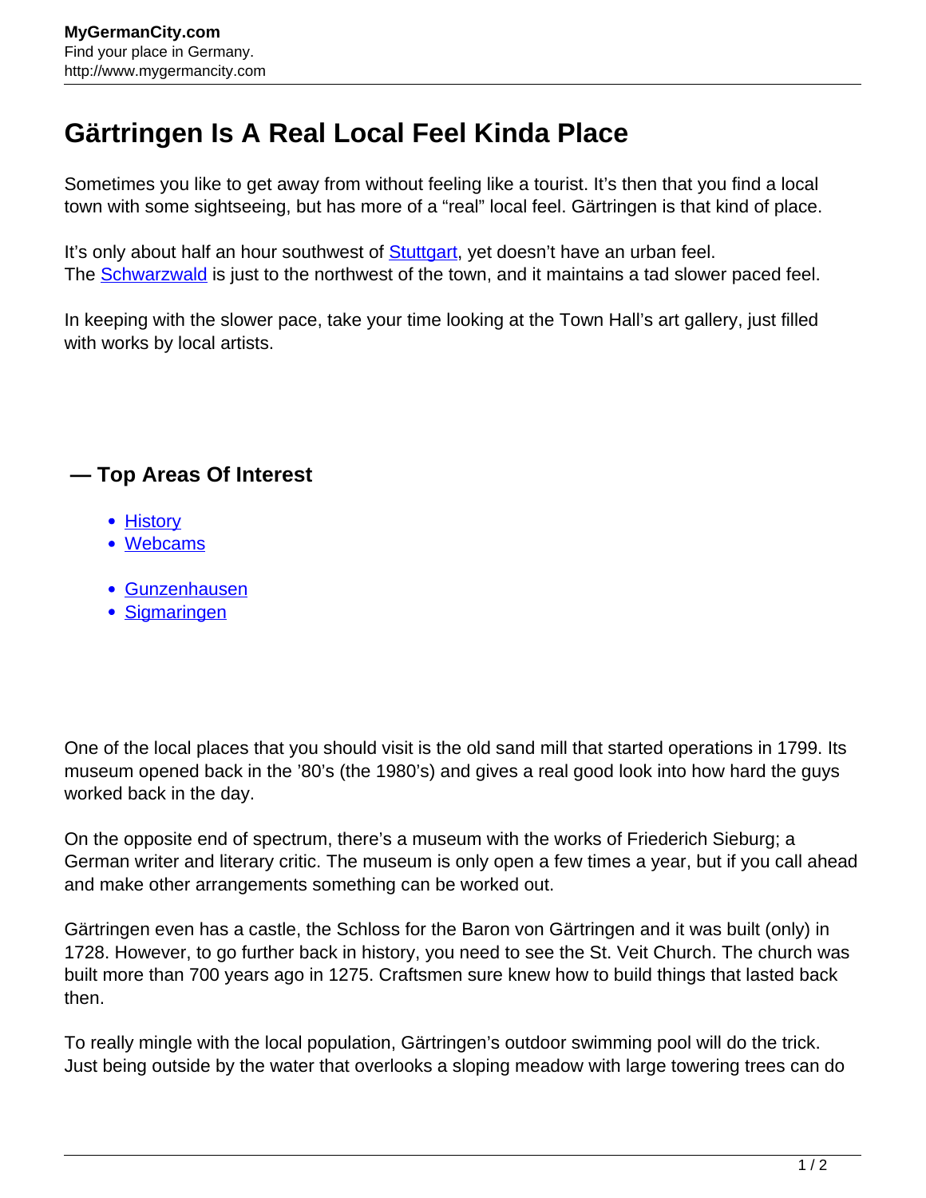# Gärtringen Is A Real Local Feel Kinda Place

Sometimes you like to get away from without feeling like a tourist. It's then that you find a local town with some sightseeing, but has more of a "real" local feel. Gärtringen is that kind of place.

It's only about half an hour southwest of Stuttgart, yet doesn't have an urban feel. The Schwarzwald is just to the northwest of the town, and it maintains a tad slower paced feel.

In keeping with the slower pace, take your time looking at the Town Hall's art gallery, just filled with works by local artists.

## — Top Areas Of Interest

- History
- Webcams

- Gunzenhausen
- Sigmaringen

One of the local places that you should visit is the old sand mill that started operations in 1799. Its museum opened back in the '80's (the 1980's) and gives a real good look into how hard the guys worked back in the day.

On the opposite end of spectrum, there's a museum with the works of Friederich Sieburg; a German writer and literary critic. The museum is only open a few times a year, but if you call ahead and make other arrangements something can be worked out.

Gärtringen even has a castle, the Schloss for the Baron von Gärtringen and it was built (only) in 1728. However, to go further back in history, you need to see the St. Veit Church. The church was built more than 700 years ago in 1275. Craftsmen sure knew how to build things that lasted back then.

To really mingle with the local population, Gärtringen's outdoor swimming pool will do the trick. Just being outside by the water that overlooks a sloping meadow with large towering trees can do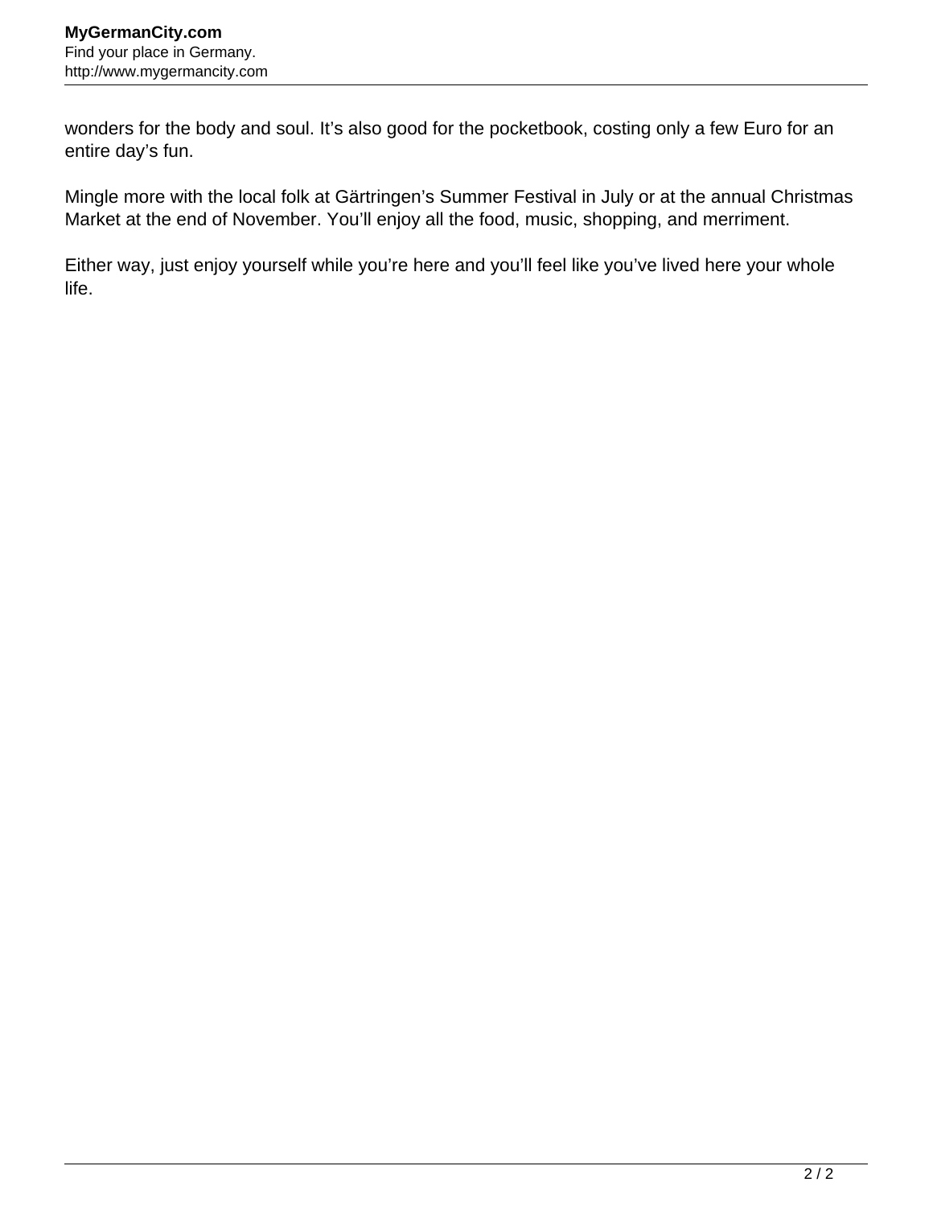wonders for the body and soul. It’s also good for the pocketbook, costing only a few Euro for an entire day’s fun.

Mingle more with the local folk at Gärtringen’s Summer Festival in July or at the annual Christmas Market at the end of November. You’ll enjoy all the food, music, shopping, and merriment.

Either way, just enjoy yourself while you’re here and you’ll feel like you’ve lived here your whole life.